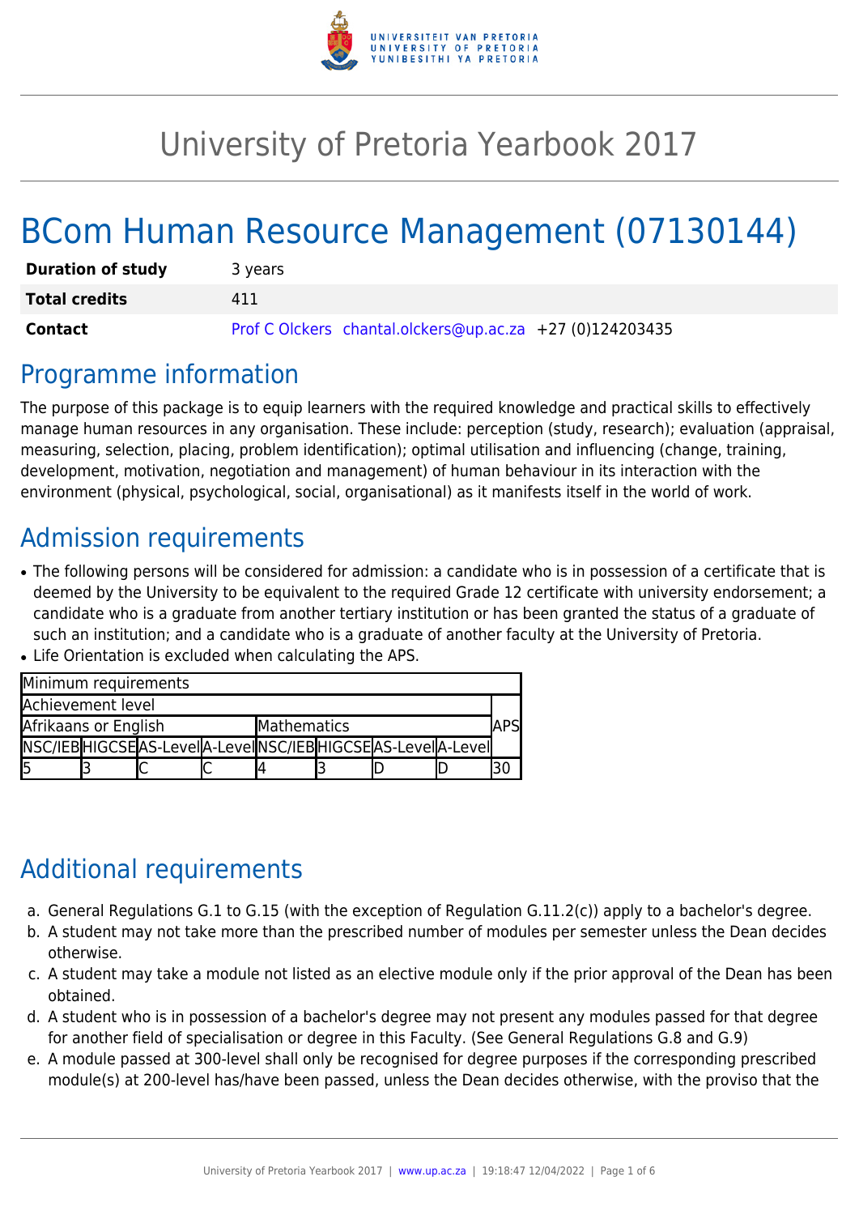# University of Pretoria Yearbook 2017

# BCom Human Resource Management (07130144)

| | |
|---|---|
| **Duration of study** | 3 years |
| **Total credits** | 411 |
| **Contact** | Prof C Olckers chantal.olckers@up.ac.za +27 (0)124203435 |

## Programme information

The purpose of this package is to equip learners with the required knowledge and practical skills to effectively manage human resources in any organisation. These include: perception (study, research); evaluation (appraisal, measuring, selection, placing, problem identification); optimal utilisation and influencing (change, training, development, motivation, negotiation and management) of human behaviour in its interaction with the environment (physical, psychological, social, organisational) as it manifests itself in the world of work.

## Admission requirements

- The following persons will be considered for admission: a candidate who is in possession of a certificate that is deemed by the University to be equivalent to the required Grade 12 certificate with university endorsement; a candidate who is a graduate from another tertiary institution or has been granted the status of a graduate of such an institution; and a candidate who is a graduate of another faculty at the University of Pretoria.
- Life Orientation is excluded when calculating the APS.

| Minimum requirements | | | | | | | | |
|---|---|---|---|---|---|---|---|---|
| Achievement level | | | | | | | | APS |
| Afrikaans or English | | | | Mathematics | | | | |
| NSC/IEB | HIGCSE | AS-Level | A-Level | NSC/IEB | HIGCSE | AS-Level | A-Level | |
| 5 | 3 | C | C | 4 | 3 | D | D | 30 |

## Additional requirements

a. General Regulations G.1 to G.15 (with the exception of Regulation G.11.2(c)) apply to a bachelor's degree.
b. A student may not take more than the prescribed number of modules per semester unless the Dean decides otherwise.
c. A student may take a module not listed as an elective module only if the prior approval of the Dean has been obtained.
d. A student who is in possession of a bachelor's degree may not present any modules passed for that degree for another field of specialisation or degree in this Faculty. (See General Regulations G.8 and G.9)
e. A module passed at 300-level shall only be recognised for degree purposes if the corresponding prescribed module(s) at 200-level has/have been passed, unless the Dean decides otherwise, with the proviso that the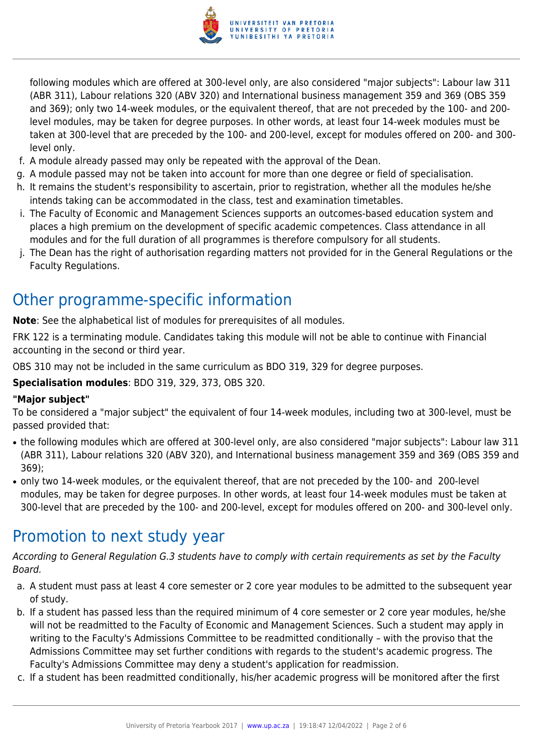following modules which are offered at 300-level only, are also considered "major subjects": Labour law 311 (ABR 311), Labour relations 320 (ABV 320) and International business management 359 and 369 (OBS 359 and 369); only two 14-week modules, or the equivalent thereof, that are not preceded by the 100- and 200-level modules, may be taken for degree purposes. In other words, at least four 14-week modules must be taken at 300-level that are preceded by the 100- and 200-level, except for modules offered on 200- and 300-level only.

f. A module already passed may only be repeated with the approval of the Dean.
g. A module passed may not be taken into account for more than one degree or field of specialisation.
h. It remains the student's responsibility to ascertain, prior to registration, whether all the modules he/she intends taking can be accommodated in the class, test and examination timetables.
i. The Faculty of Economic and Management Sciences supports an outcomes-based education system and places a high premium on the development of specific academic competences. Class attendance in all modules and for the full duration of all programmes is therefore compulsory for all students.
j. The Dean has the right of authorisation regarding matters not provided for in the General Regulations or the Faculty Regulations.

## Other programme-specific information

**Note**: See the alphabetical list of modules for prerequisites of all modules.

FRK 122 is a terminating module. Candidates taking this module will not be able to continue with Financial accounting in the second or third year.

OBS 310 may not be included in the same curriculum as BDO 319, 329 for degree purposes.

**Specialisation modules**: BDO 319, 329, 373, OBS 320.

**"Major subject"**

To be considered a "major subject" the equivalent of four 14-week modules, including two at 300-level, must be passed provided that:

- the following modules which are offered at 300-level only, are also considered "major subjects": Labour law 311 (ABR 311), Labour relations 320 (ABV 320), and International business management 359 and 369 (OBS 359 and 369);
- only two 14-week modules, or the equivalent thereof, that are not preceded by the 100- and 200-level modules, may be taken for degree purposes. In other words, at least four 14-week modules must be taken at 300-level that are preceded by the 100- and 200-level, except for modules offered on 200- and 300-level only.

## Promotion to next study year

*According to General Regulation G.3 students have to comply with certain requirements as set by the Faculty Board.*

a. A student must pass at least 4 core semester or 2 core year modules to be admitted to the subsequent year of study.
b. If a student has passed less than the required minimum of 4 core semester or 2 core year modules, he/she will not be readmitted to the Faculty of Economic and Management Sciences. Such a student may apply in writing to the Faculty's Admissions Committee to be readmitted conditionally – with the proviso that the Admissions Committee may set further conditions with regards to the student's academic progress. The Faculty's Admissions Committee may deny a student's application for readmission.
c. If a student has been readmitted conditionally, his/her academic progress will be monitored after the first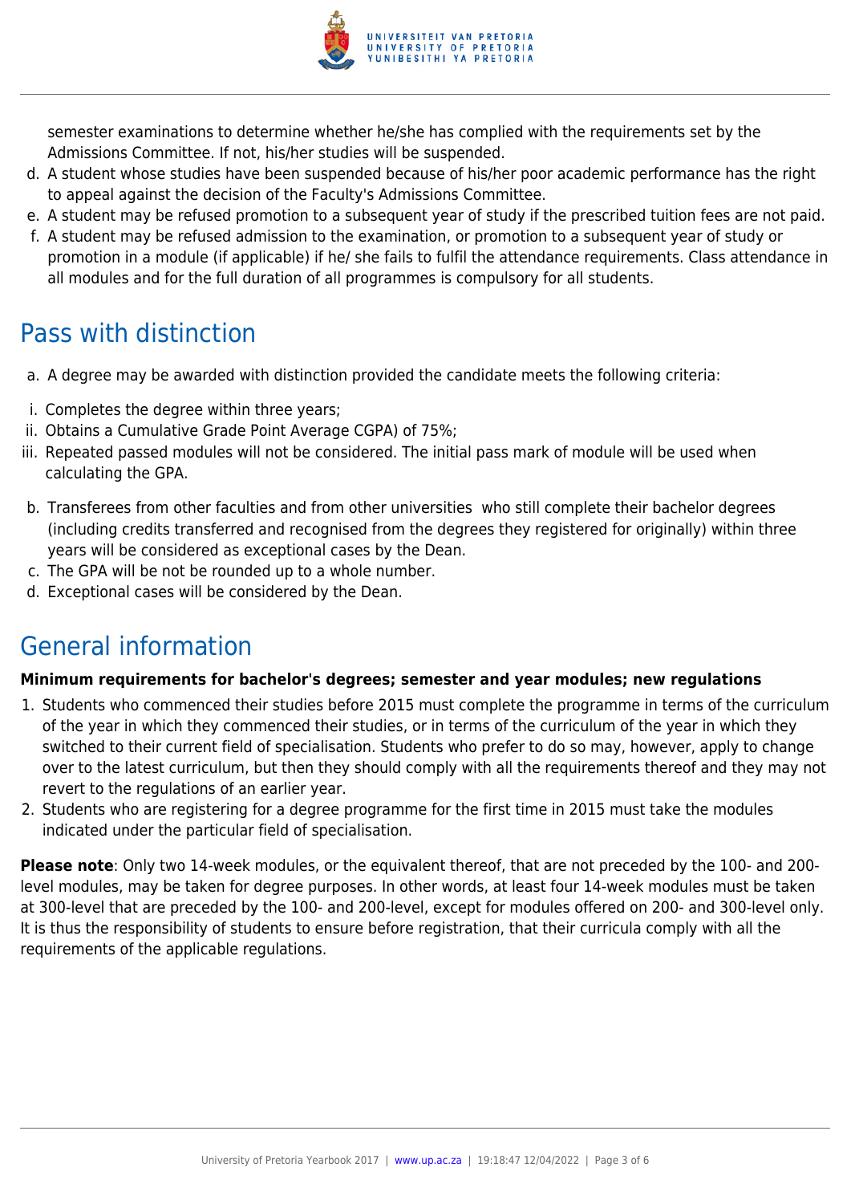semester examinations to determine whether he/she has complied with the requirements set by the Admissions Committee. If not, his/her studies will be suspended.

d. A student whose studies have been suspended because of his/her poor academic performance has the right to appeal against the decision of the Faculty's Admissions Committee.
e. A student may be refused promotion to a subsequent year of study if the prescribed tuition fees are not paid.
f. A student may be refused admission to the examination, or promotion to a subsequent year of study or promotion in a module (if applicable) if he/ she fails to fulfil the attendance requirements. Class attendance in all modules and for the full duration of all programmes is compulsory for all students.

## Pass with distinction

a. A degree may be awarded with distinction provided the candidate meets the following criteria:

i. Completes the degree within three years;
ii. Obtains a Cumulative Grade Point Average CGPA) of 75%;
iii. Repeated passed modules will not be considered. The initial pass mark of module will be used when calculating the GPA.

b. Transferees from other faculties and from other universities who still complete their bachelor degrees (including credits transferred and recognised from the degrees they registered for originally) within three years will be considered as exceptional cases by the Dean.
c. The GPA will be not be rounded up to a whole number.
d. Exceptional cases will be considered by the Dean.

## General information

**Minimum requirements for bachelor's degrees; semester and year modules; new regulations**

1. Students who commenced their studies before 2015 must complete the programme in terms of the curriculum of the year in which they commenced their studies, or in terms of the curriculum of the year in which they switched to their current field of specialisation. Students who prefer to do so may, however, apply to change over to the latest curriculum, but then they should comply with all the requirements thereof and they may not revert to the regulations of an earlier year.
2. Students who are registering for a degree programme for the first time in 2015 must take the modules indicated under the particular field of specialisation.

**Please note**: Only two 14-week modules, or the equivalent thereof, that are not preceded by the 100- and 200-level modules, may be taken for degree purposes. In other words, at least four 14-week modules must be taken at 300-level that are preceded by the 100- and 200-level, except for modules offered on 200- and 300-level only. It is thus the responsibility of students to ensure before registration, that their curricula comply with all the requirements of the applicable regulations.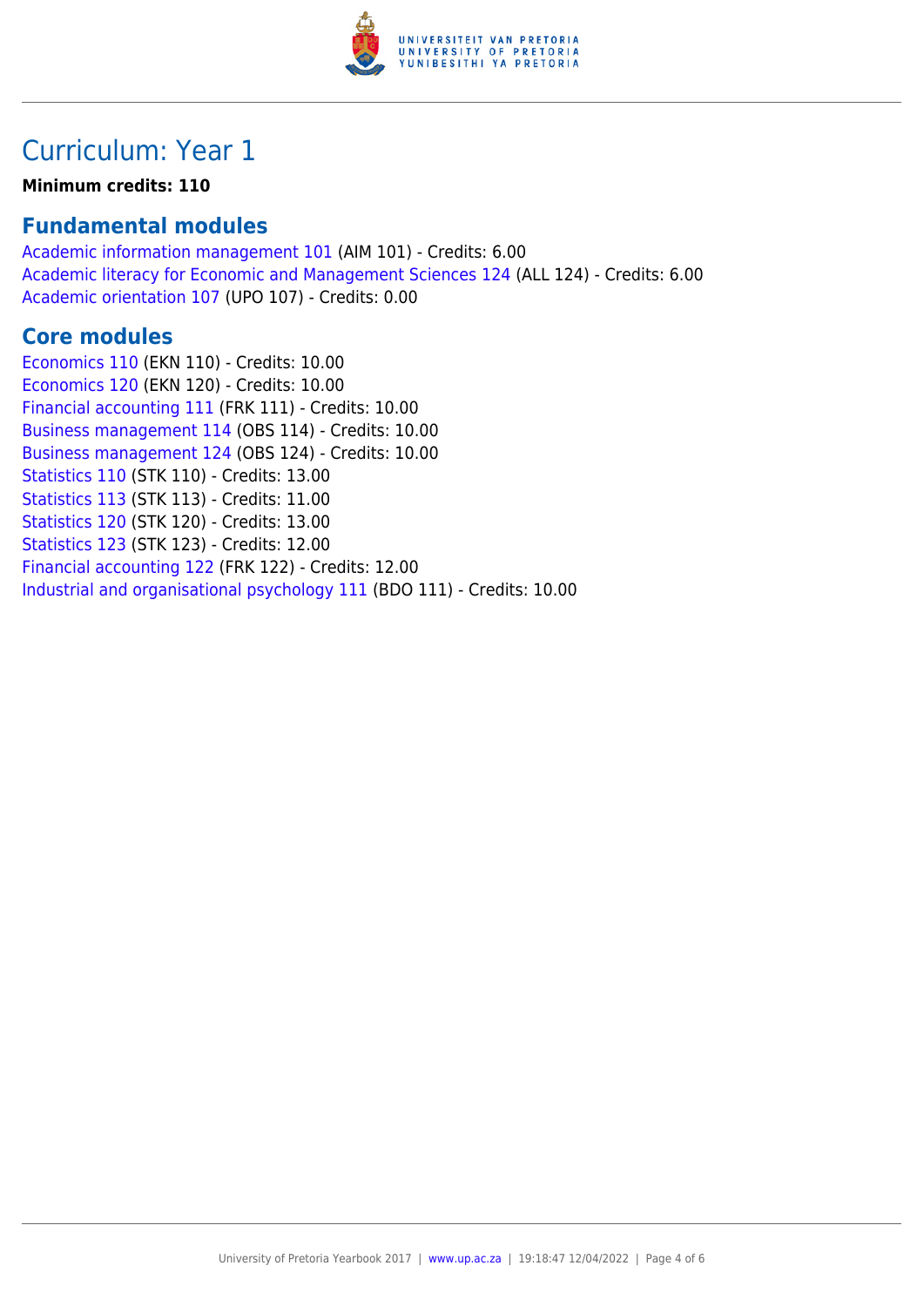# Curriculum: Year 1

**Minimum credits: 110**

## Fundamental modules

Academic information management 101 (AIM 101) - Credits: 6.00
Academic literacy for Economic and Management Sciences 124 (ALL 124) - Credits: 6.00
Academic orientation 107 (UPO 107) - Credits: 0.00

## Core modules

Economics 110 (EKN 110) - Credits: 10.00
Economics 120 (EKN 120) - Credits: 10.00
Financial accounting 111 (FRK 111) - Credits: 10.00
Business management 114 (OBS 114) - Credits: 10.00
Business management 124 (OBS 124) - Credits: 10.00
Statistics 110 (STK 110) - Credits: 13.00
Statistics 113 (STK 113) - Credits: 11.00
Statistics 120 (STK 120) - Credits: 13.00
Statistics 123 (STK 123) - Credits: 12.00
Financial accounting 122 (FRK 122) - Credits: 12.00
Industrial and organisational psychology 111 (BDO 111) - Credits: 10.00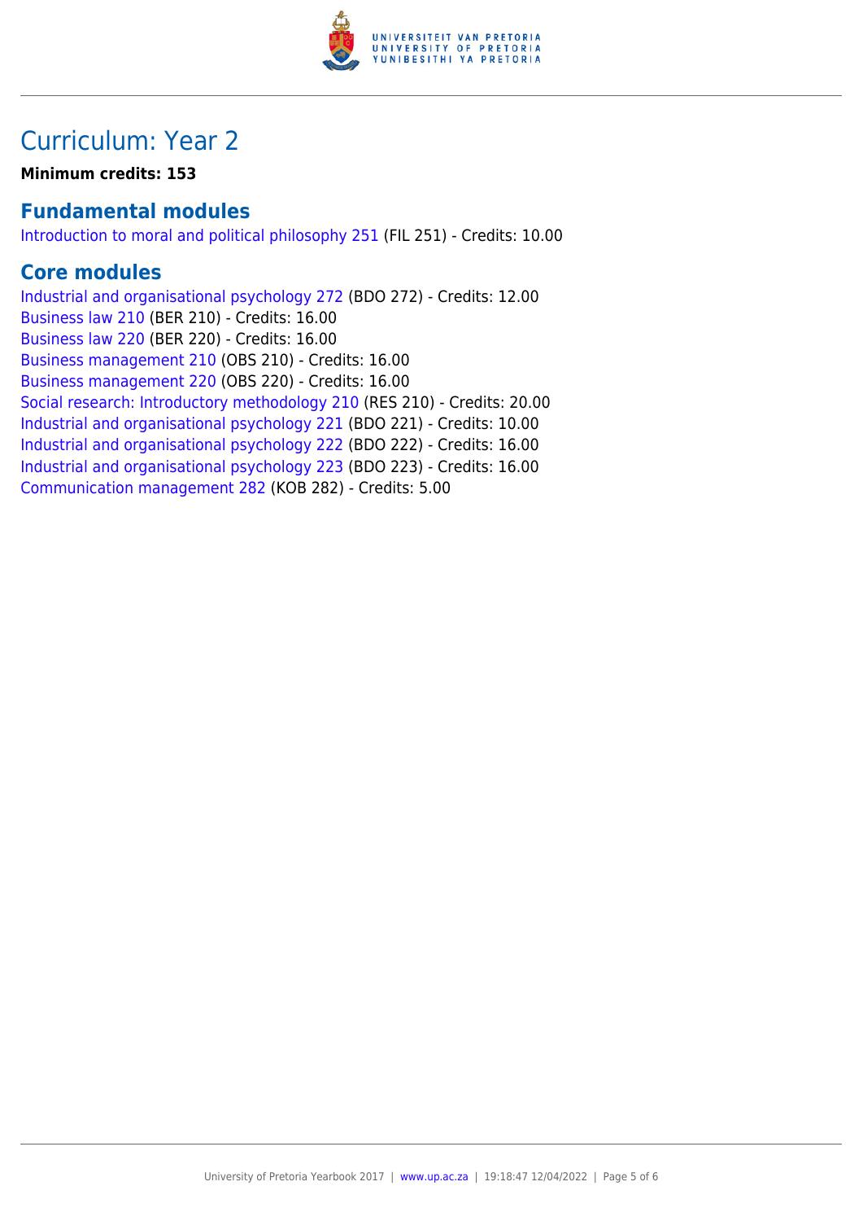# Curriculum: Year 2

**Minimum credits: 153**

## Fundamental modules

Introduction to moral and political philosophy 251 (FIL 251) - Credits: 10.00

## Core modules

Industrial and organisational psychology 272 (BDO 272) - Credits: 12.00
Business law 210 (BER 210) - Credits: 16.00
Business law 220 (BER 220) - Credits: 16.00
Business management 210 (OBS 210) - Credits: 16.00
Business management 220 (OBS 220) - Credits: 16.00
Social research: Introductory methodology 210 (RES 210) - Credits: 20.00
Industrial and organisational psychology 221 (BDO 221) - Credits: 10.00
Industrial and organisational psychology 222 (BDO 222) - Credits: 16.00
Industrial and organisational psychology 223 (BDO 223) - Credits: 16.00
Communication management 282 (KOB 282) - Credits: 5.00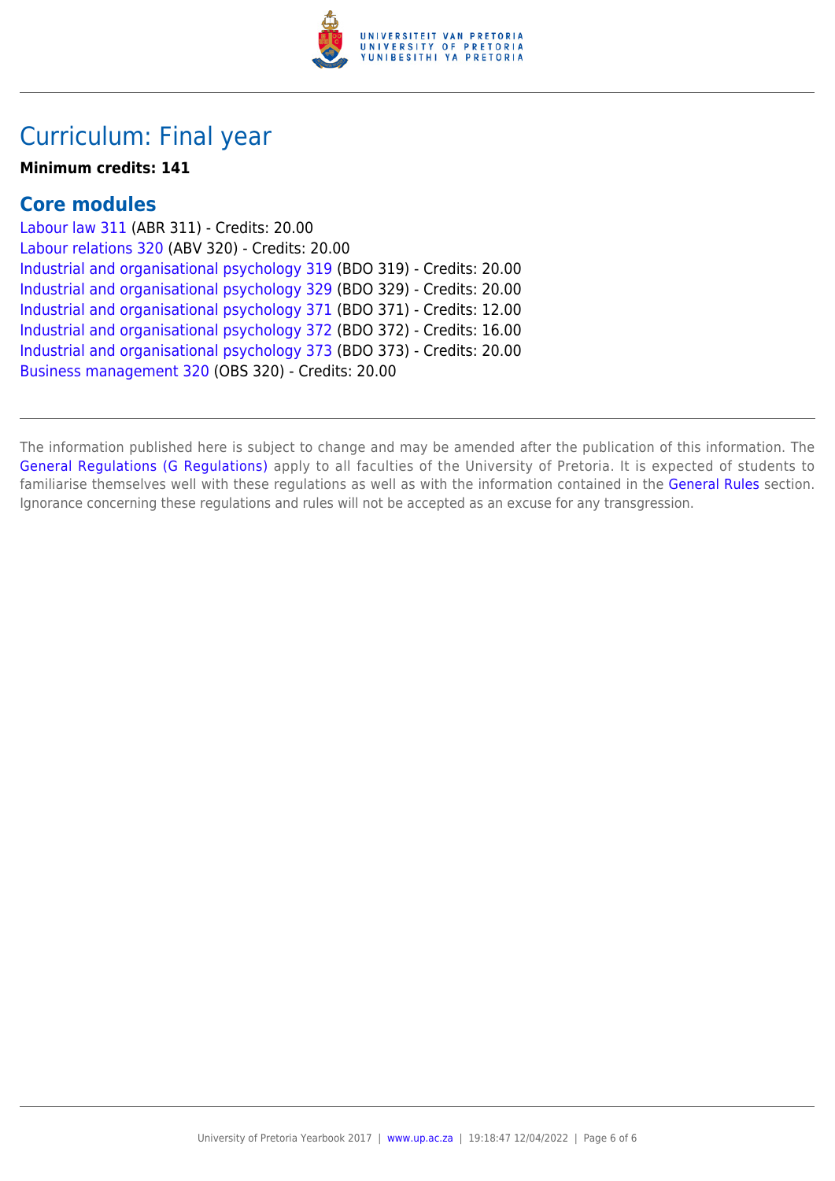# Curriculum: Final year

**Minimum credits: 141**

## Core modules

Labour law 311 (ABR 311) - Credits: 20.00
Labour relations 320 (ABV 320) - Credits: 20.00
Industrial and organisational psychology 319 (BDO 319) - Credits: 20.00
Industrial and organisational psychology 329 (BDO 329) - Credits: 20.00
Industrial and organisational psychology 371 (BDO 371) - Credits: 12.00
Industrial and organisational psychology 372 (BDO 372) - Credits: 16.00
Industrial and organisational psychology 373 (BDO 373) - Credits: 20.00
Business management 320 (OBS 320) - Credits: 20.00

The information published here is subject to change and may be amended after the publication of this information. The General Regulations (G Regulations) apply to all faculties of the University of Pretoria. It is expected of students to familiarise themselves well with these regulations as well as with the information contained in the General Rules section. Ignorance concerning these regulations and rules will not be accepted as an excuse for any transgression.